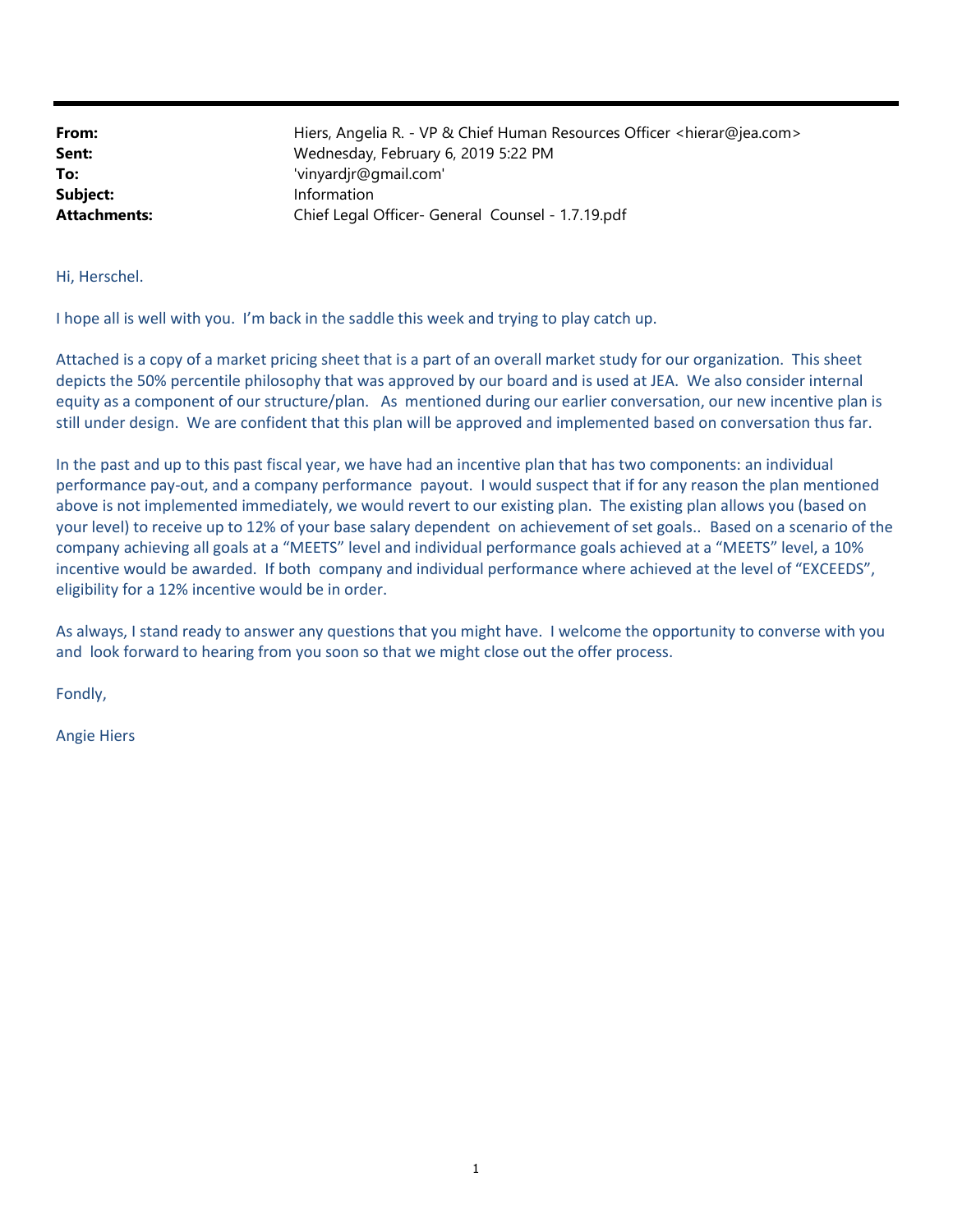**From:** Hiers, Angelia R. - VP & Chief Human Resources Officer <hierar@jea.com>
**Sent:** Wednesday, February 6, 2019 5:22 PM
**To:** 'vinyardjr@gmail.com'
**Subject:** Information
**Attachments:** Chief Legal Officer- General Counsel - 1.7.19.pdf

Hi, Herschel.

I hope all is well with you. I'm back in the saddle this week and trying to play catch up.

Attached is a copy of a market pricing sheet that is a part of an overall market study for our organization. This sheet depicts the 50% percentile philosophy that was approved by our board and is used at JEA. We also consider internal equity as a component of our structure/plan. As mentioned during our earlier conversation, our new incentive plan is still under design. We are confident that this plan will be approved and implemented based on conversation thus far.

In the past and up to this past fiscal year, we have had an incentive plan that has two components: an individual performance pay-out, and a company performance payout. I would suspect that if for any reason the plan mentioned above is not implemented immediately, we would revert to our existing plan. The existing plan allows you (based on your level) to receive up to 12% of your base salary dependent on achievement of set goals.. Based on a scenario of the company achieving all goals at a "MEETS" level and individual performance goals achieved at a "MEETS" level, a 10% incentive would be awarded. If both company and individual performance where achieved at the level of "EXCEEDS", eligibility for a 12% incentive would be in order.

As always, I stand ready to answer any questions that you might have. I welcome the opportunity to converse with you and look forward to hearing from you soon so that we might close out the offer process.

Fondly,

Angie Hiers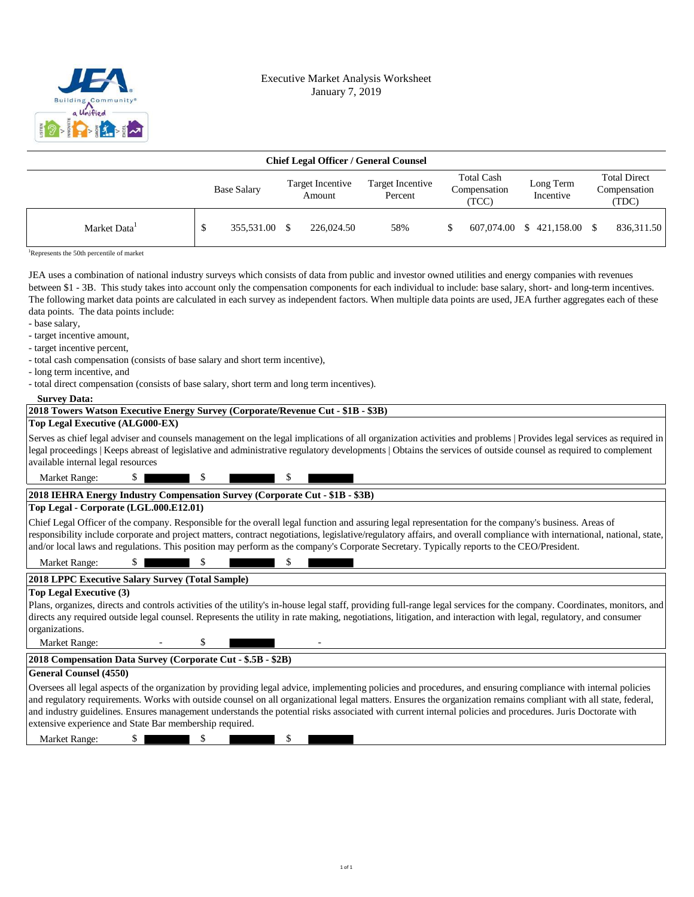Executive Market Analysis Worksheet
January 7, 2019

## Chief Legal Officer / General Counsel

| | Base Salary | Target Incentive Amount | Target Incentive Percent | Total Cash Compensation (TCC) | Long Term Incentive | Total Direct Compensation (TDC) |
|---|---|---|---|---|---|---|
| Market Data[1] | $ 355,531.00 | $ 226,024.50 | 58% | $ 607,074.00 | $ 421,158.00 | $ 836,311.50 |

[1]Represents the 50th percentile of market

JEA uses a combination of national industry surveys which consists of data from public and investor owned utilities and energy companies with revenues between $1 - 3B. This study takes into account only the compensation components for each individual to include: base salary, short- and long-term incentives. The following market data points are calculated in each survey as independent factors. When multiple data points are used, JEA further aggregates each of these data points. The data points include:

- base salary,
- target incentive amount,
- target incentive percent,
- total cash compensation (consists of base salary and short term incentive),
- long term incentive, and
- total direct compensation (consists of base salary, short term and long term incentives).

**Survey Data:**

**2018 Towers Watson Executive Energy Survey (Corporate/Revenue Cut - $1B - $3B)**

**Top Legal Executive (ALG000-EX)**

Serves as chief legal adviser and counsels management on the legal implications of all organization activities and problems | Provides legal services as required in legal proceedings | Keeps abreast of legislative and administrative regulatory developments | Obtains the services of outside counsel as required to complement available internal legal resources

Market Range: $ $ $

**2018 IEHRA Energy Industry Compensation Survey (Corporate Cut - $1B - $3B)**

**Top Legal - Corporate (LGL.000.E12.01)**

Chief Legal Officer of the company. Responsible for the overall legal function and assuring legal representation for the company's business. Areas of responsibility include corporate and project matters, contract negotiations, legislative/regulatory affairs, and overall compliance with international, national, state, and/or local laws and regulations. This position may perform as the company's Corporate Secretary. Typically reports to the CEO/President.

Market Range: $ $ $

**2018 LPPC Executive Salary Survey (Total Sample)**

**Top Legal Executive (3)**

Plans, organizes, directs and controls activities of the utility's in-house legal staff, providing full-range legal services for the company. Coordinates, monitors, and directs any required outside legal counsel. Represents the utility in rate making, negotiations, litigation, and interaction with legal, regulatory, and consumer organizations.

Market Range: - $ -

**2018 Compensation Data Survey (Corporate Cut - $.5B - $2B)**

**General Counsel (4550)**

Oversees all legal aspects of the organization by providing legal advice, implementing policies and procedures, and ensuring compliance with internal policies and regulatory requirements. Works with outside counsel on all organizational legal matters. Ensures the organization remains compliant with all state, federal, and industry guidelines. Ensures management understands the potential risks associated with current internal policies and procedures. Juris Doctorate with extensive experience and State Bar membership required.

Market Range: $ $ $